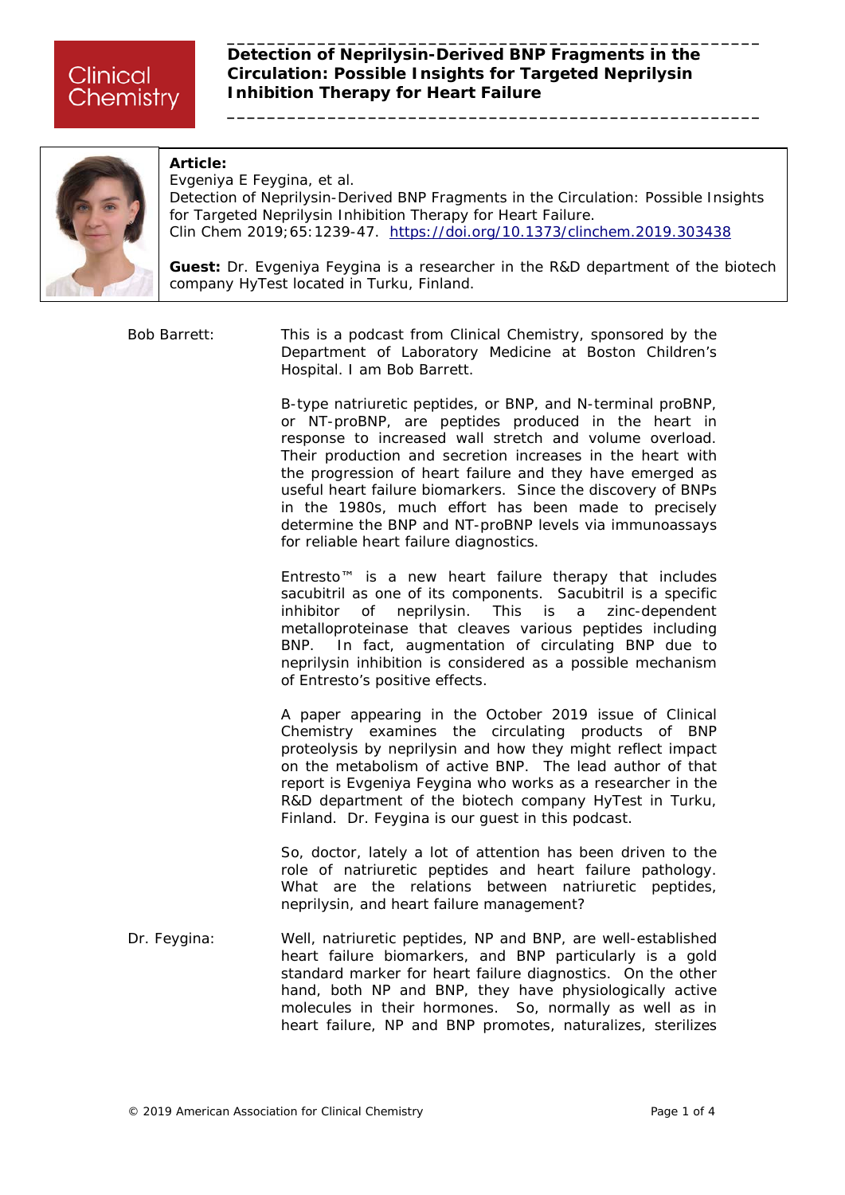# Detection of Neprilysin-Derived BNP Fragments in the Circulation: Possible Insights for Targeted Neprilysin Inhibition Therapy for Heart Failure

**Article:**
Evgeniya E Feygina, et al.
Detection of Neprilysin-Derived BNP Fragments in the Circulation: Possible Insights for Targeted Neprilysin Inhibition Therapy for Heart Failure.
Clin Chem 2019;65:1239-47. https://doi.org/10.1373/clinchem.2019.303438

**Guest:** Dr. Evgeniya Feygina is a researcher in the R&D department of the biotech company HyTest located in Turku, Finland.

**Bob Barrett:** This is a podcast from Clinical Chemistry, sponsored by the Department of Laboratory Medicine at Boston Children's Hospital. I am Bob Barrett.

B-type natriuretic peptides, or BNP, and N-terminal proBNP, or NT-proBNP, are peptides produced in the heart in response to increased wall stretch and volume overload. Their production and secretion increases in the heart with the progression of heart failure and they have emerged as useful heart failure biomarkers. Since the discovery of BNPs in the 1980s, much effort has been made to precisely determine the BNP and NT-proBNP levels via immunoassays for reliable heart failure diagnostics.

Entresto™ is a new heart failure therapy that includes sacubitril as one of its components. Sacubitril is a specific inhibitor of neprilysin. This is a zinc-dependent metalloproteinase that cleaves various peptides including BNP. In fact, augmentation of circulating BNP due to neprilysin inhibition is considered as a possible mechanism of Entresto's positive effects.

A paper appearing in the October 2019 issue of Clinical Chemistry examines the circulating products of BNP proteolysis by neprilysin and how they might reflect impact on the metabolism of active BNP. The lead author of that report is Evgeniya Feygina who works as a researcher in the R&D department of the biotech company HyTest in Turku, Finland. Dr. Feygina is our guest in this podcast.

So, doctor, lately a lot of attention has been driven to the role of natriuretic peptides and heart failure pathology. What are the relations between natriuretic peptides, neprilysin, and heart failure management?

**Dr. Feygina:** Well, natriuretic peptides, NP and BNP, are well-established heart failure biomarkers, and BNP particularly is a gold standard marker for heart failure diagnostics. On the other hand, both NP and BNP, they have physiologically active molecules in their hormones. So, normally as well as in heart failure, NP and BNP promotes, naturalizes, sterilizes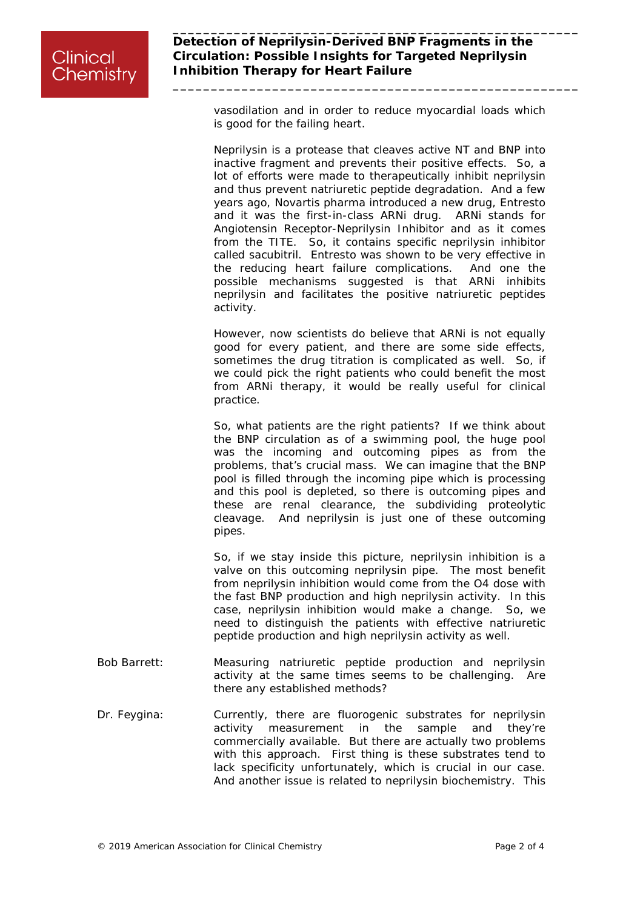vasodilation and in order to reduce myocardial loads which is good for the failing heart.

Neprilysin is a protease that cleaves active NT and BNP into inactive fragment and prevents their positive effects. So, a lot of efforts were made to therapeutically inhibit neprilysin and thus prevent natriuretic peptide degradation. And a few years ago, Novartis pharma introduced a new drug, Entresto and it was the first-in-class ARNi drug. ARNi stands for Angiotensin Receptor-Neprilysin Inhibitor and as it comes from the TITE. So, it contains specific neprilysin inhibitor called sacubitril. Entresto was shown to be very effective in the reducing heart failure complications. And one the possible mechanisms suggested is that ARNi inhibits neprilysin and facilitates the positive natriuretic peptides activity.

However, now scientists do believe that ARNi is not equally good for every patient, and there are some side effects, sometimes the drug titration is complicated as well. So, if we could pick the right patients who could benefit the most from ARNi therapy, it would be really useful for clinical practice.

So, what patients are the right patients? If we think about the BNP circulation as of a swimming pool, the huge pool was the incoming and outcoming pipes as from the problems, that's crucial mass. We can imagine that the BNP pool is filled through the incoming pipe which is processing and this pool is depleted, so there is outcoming pipes and these are renal clearance, the subdividing proteolytic cleavage. And neprilysin is just one of these outcoming pipes.

So, if we stay inside this picture, neprilysin inhibition is a valve on this outcoming neprilysin pipe. The most benefit from neprilysin inhibition would come from the O4 dose with the fast BNP production and high neprilysin activity. In this case, neprilysin inhibition would make a change. So, we need to distinguish the patients with effective natriuretic peptide production and high neprilysin activity as well.

**Bob Barrett:** Measuring natriuretic peptide production and neprilysin activity at the same times seems to be challenging. Are there any established methods?

**Dr. Feygina:** Currently, there are fluorogenic substrates for neprilysin activity measurement in the sample and they're commercially available. But there are actually two problems with this approach. First thing is these substrates tend to lack specificity unfortunately, which is crucial in our case. And another issue is related to neprilysin biochemistry. This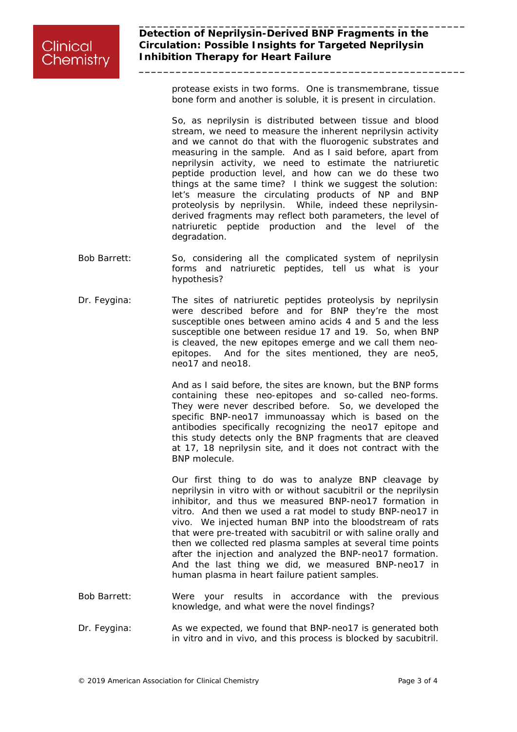protease exists in two forms. One is transmembrane, tissue bone form and another is soluble, it is present in circulation.

So, as neprilysin is distributed between tissue and blood stream, we need to measure the inherent neprilysin activity and we cannot do that with the fluorogenic substrates and measuring in the sample. And as I said before, apart from neprilysin activity, we need to estimate the natriuretic peptide production level, and how can we do these two things at the same time? I think we suggest the solution: let's measure the circulating products of NP and BNP proteolysis by neprilysin. While, indeed these neprilysin-derived fragments may reflect both parameters, the level of natriuretic peptide production and the level of the degradation.

**Bob Barrett:** So, considering all the complicated system of neprilysin forms and natriuretic peptides, tell us what is your hypothesis?

**Dr. Feygina:** The sites of natriuretic peptides proteolysis by neprilysin were described before and for BNP they're the most susceptible ones between amino acids 4 and 5 and the less susceptible one between residue 17 and 19. So, when BNP is cleaved, the new epitopes emerge and we call them neo-epitopes. And for the sites mentioned, they are neo5, neo17 and neo18.

And as I said before, the sites are known, but the BNP forms containing these neo-epitopes and so-called neo-forms. They were never described before. So, we developed the specific BNP-neo17 immunoassay which is based on the antibodies specifically recognizing the neo17 epitope and this study detects only the BNP fragments that are cleaved at 17, 18 neprilysin site, and it does not contract with the BNP molecule.

Our first thing to do was to analyze BNP cleavage by neprilysin in vitro with or without sacubitril or the neprilysin inhibitor, and thus we measured BNP-neo17 formation in vitro. And then we used a rat model to study BNP-neo17 in vivo. We injected human BNP into the bloodstream of rats that were pre-treated with sacubitril or with saline orally and then we collected red plasma samples at several time points after the injection and analyzed the BNP-neo17 formation. And the last thing we did, we measured BNP-neo17 in human plasma in heart failure patient samples.

**Bob Barrett:** Were your results in accordance with the previous knowledge, and what were the novel findings?

**Dr. Feygina:** As we expected, we found that BNP-neo17 is generated both in vitro and in vivo, and this process is blocked by sacubitril.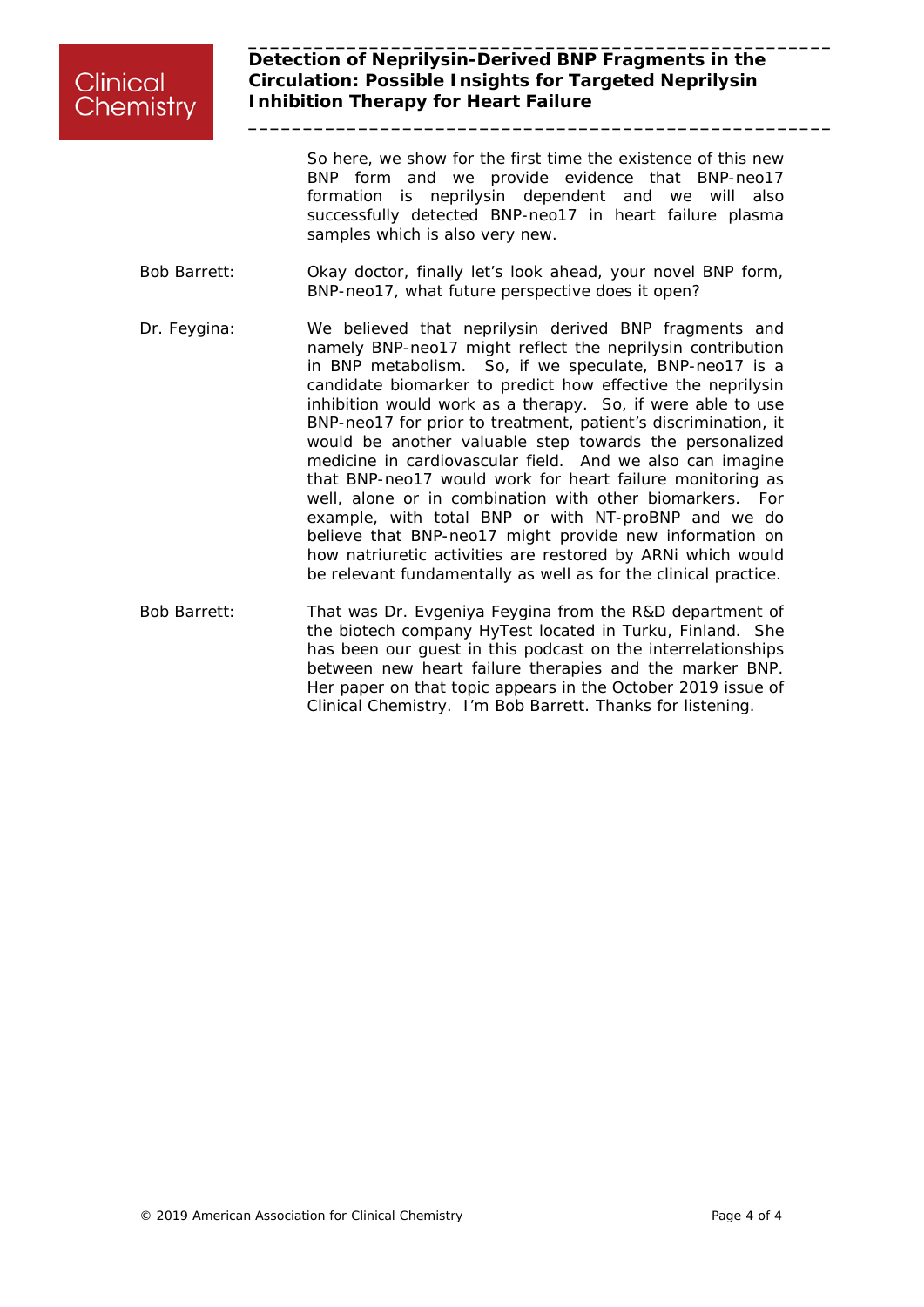So here, we show for the first time the existence of this new BNP form and we provide evidence that BNP-neo17 formation is neprilysin dependent and we will also successfully detected BNP-neo17 in heart failure plasma samples which is also very new.

Bob Barrett: Okay doctor, finally let's look ahead, your novel BNP form, BNP-neo17, what future perspective does it open?

Dr. Feygina: We believed that neprilysin derived BNP fragments and namely BNP-neo17 might reflect the neprilysin contribution in BNP metabolism. So, if we speculate, BNP-neo17 is a candidate biomarker to predict how effective the neprilysin inhibition would work as a therapy. So, if were able to use BNP-neo17 for prior to treatment, patient's discrimination, it would be another valuable step towards the personalized medicine in cardiovascular field. And we also can imagine that BNP-neo17 would work for heart failure monitoring as well, alone or in combination with other biomarkers. For example, with total BNP or with NT-proBNP and we do believe that BNP-neo17 might provide new information on how natriuretic activities are restored by ARNi which would be relevant fundamentally as well as for the clinical practice.

Bob Barrett: That was Dr. Evgeniya Feygina from the R&D department of the biotech company HyTest located in Turku, Finland. She has been our guest in this podcast on the interrelationships between new heart failure therapies and the marker BNP. Her paper on that topic appears in the October 2019 issue of Clinical Chemistry. I'm Bob Barrett. Thanks for listening.